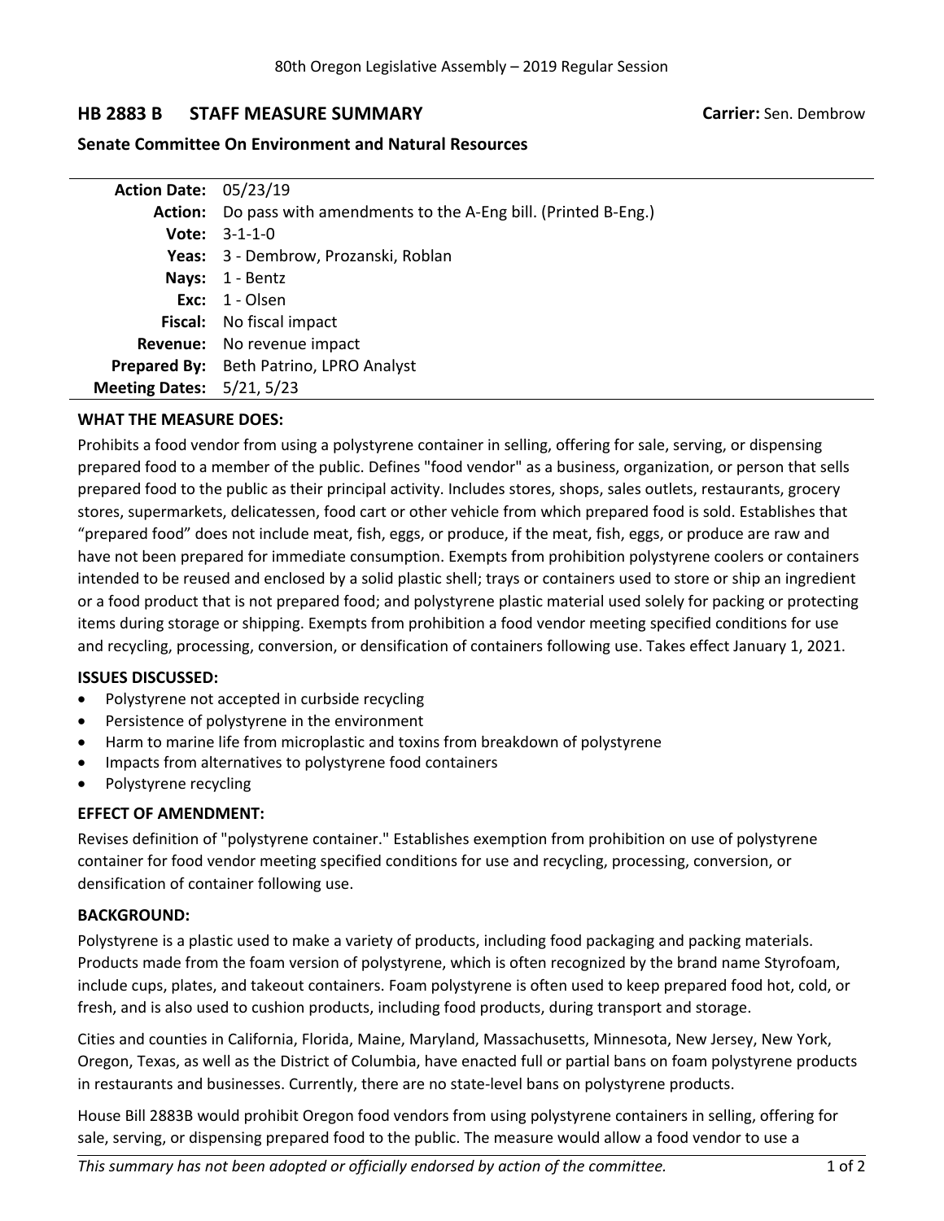80th Oregon Legislative Assembly – 2019 Regular Session

# HB 2883 B STAFF MEASURE SUMMARY

**Carrier:** Sen. Dembrow

## Senate Committee On Environment and Natural Resources

| | |
|---|---|
| **Action Date:** | 05/23/19 |
| **Action:** | Do pass with amendments to the A-Eng bill. (Printed B-Eng.) |
| **Vote:** | 3-1-1-0 |
| **Yeas:** | 3 - Dembrow, Prozanski, Roblan |
| **Nays:** | 1 - Bentz |
| **Exc:** | 1 - Olsen |
| **Fiscal:** | No fiscal impact |
| **Revenue:** | No revenue impact |
| **Prepared By:** | Beth Patrino, LPRO Analyst |
| **Meeting Dates:** | 5/21, 5/23 |

**WHAT THE MEASURE DOES:**

Prohibits a food vendor from using a polystyrene container in selling, offering for sale, serving, or dispensing prepared food to a member of the public. Defines "food vendor" as a business, organization, or person that sells prepared food to the public as their principal activity. Includes stores, shops, sales outlets, restaurants, grocery stores, supermarkets, delicatessen, food cart or other vehicle from which prepared food is sold. Establishes that "prepared food" does not include meat, fish, eggs, or produce, if the meat, fish, eggs, or produce are raw and have not been prepared for immediate consumption. Exempts from prohibition polystyrene coolers or containers intended to be reused and enclosed by a solid plastic shell; trays or containers used to store or ship an ingredient or a food product that is not prepared food; and polystyrene plastic material used solely for packing or protecting items during storage or shipping. Exempts from prohibition a food vendor meeting specified conditions for use and recycling, processing, conversion, or densification of containers following use. Takes effect January 1, 2021.

**ISSUES DISCUSSED:**

- Polystyrene not accepted in curbside recycling
- Persistence of polystyrene in the environment
- Harm to marine life from microplastic and toxins from breakdown of polystyrene
- Impacts from alternatives to polystyrene food containers
- Polystyrene recycling

**EFFECT OF AMENDMENT:**

Revises definition of "polystyrene container." Establishes exemption from prohibition on use of polystyrene container for food vendor meeting specified conditions for use and recycling, processing, conversion, or densification of container following use.

**BACKGROUND:**

Polystyrene is a plastic used to make a variety of products, including food packaging and packing materials. Products made from the foam version of polystyrene, which is often recognized by the brand name Styrofoam, include cups, plates, and takeout containers. Foam polystyrene is often used to keep prepared food hot, cold, or fresh, and is also used to cushion products, including food products, during transport and storage.

Cities and counties in California, Florida, Maine, Maryland, Massachusetts, Minnesota, New Jersey, New York, Oregon, Texas, as well as the District of Columbia, have enacted full or partial bans on foam polystyrene products in restaurants and businesses. Currently, there are no state-level bans on polystyrene products.

House Bill 2883B would prohibit Oregon food vendors from using polystyrene containers in selling, offering for sale, serving, or dispensing prepared food to the public. The measure would allow a food vendor to use a

*This summary has not been adopted or officially endorsed by action of the committee.*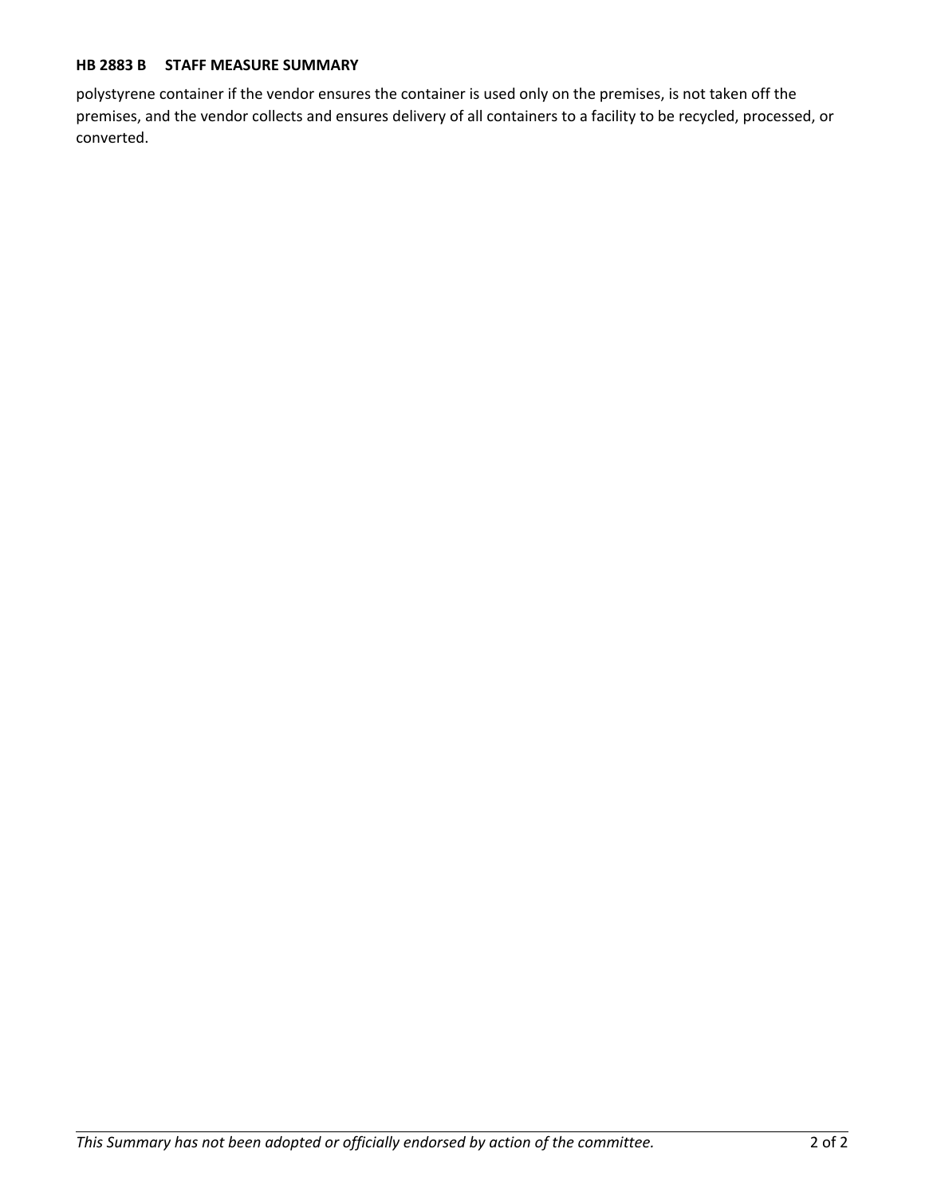polystyrene container if the vendor ensures the container is used only on the premises, is not taken off the premises, and the vendor collects and ensures delivery of all containers to a facility to be recycled, processed, or converted.